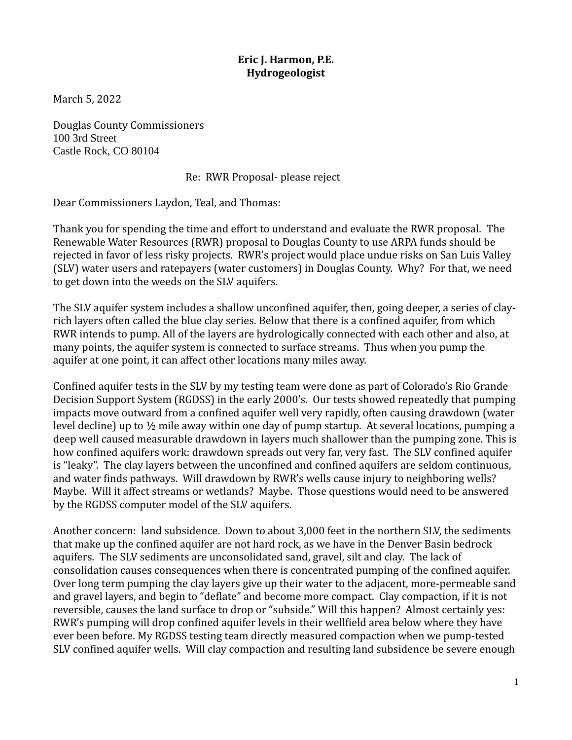**Eric J. Harmon, P.E.**
**Hydrogeologist**

March 5, 2022

Douglas County Commissioners
100 3rd Street
Castle Rock, CO 80104

Re: RWR Proposal- please reject

Dear Commissioners Laydon, Teal, and Thomas:

Thank you for spending the time and effort to understand and evaluate the RWR proposal. The Renewable Water Resources (RWR) proposal to Douglas County to use ARPA funds should be rejected in favor of less risky projects. RWR's project would place undue risks on San Luis Valley (SLV) water users and ratepayers (water customers) in Douglas County. Why? For that, we need to get down into the weeds on the SLV aquifers.

The SLV aquifer system includes a shallow unconfined aquifer, then, going deeper, a series of clay-rich layers often called the blue clay series. Below that there is a confined aquifer, from which RWR intends to pump. All of the layers are hydrologically connected with each other and also, at many points, the aquifer system is connected to surface streams. Thus when you pump the aquifer at one point, it can affect other locations many miles away.

Confined aquifer tests in the SLV by my testing team were done as part of Colorado's Rio Grande Decision Support System (RGDSS) in the early 2000's. Our tests showed repeatedly that pumping impacts move outward from a confined aquifer well very rapidly, often causing drawdown (water level decline) up to ½ mile away within one day of pump startup. At several locations, pumping a deep well caused measurable drawdown in layers much shallower than the pumping zone. This is how confined aquifers work: drawdown spreads out very far, very fast. The SLV confined aquifer is "leaky". The clay layers between the unconfined and confined aquifers are seldom continuous, and water finds pathways. Will drawdown by RWR's wells cause injury to neighboring wells? Maybe. Will it affect streams or wetlands? Maybe. Those questions would need to be answered by the RGDSS computer model of the SLV aquifers.

Another concern: land subsidence. Down to about 3,000 feet in the northern SLV, the sediments that make up the confined aquifer are not hard rock, as we have in the Denver Basin bedrock aquifers. The SLV sediments are unconsolidated sand, gravel, silt and clay. The lack of consolidation causes consequences when there is concentrated pumping of the confined aquifer. Over long term pumping the clay layers give up their water to the adjacent, more-permeable sand and gravel layers, and begin to "deflate" and become more compact. Clay compaction, if it is not reversible, causes the land surface to drop or "subside." Will this happen? Almost certainly yes: RWR's pumping will drop confined aquifer levels in their wellfield area below where they have ever been before. My RGDSS testing team directly measured compaction when we pump-tested SLV confined aquifer wells. Will clay compaction and resulting land subsidence be severe enough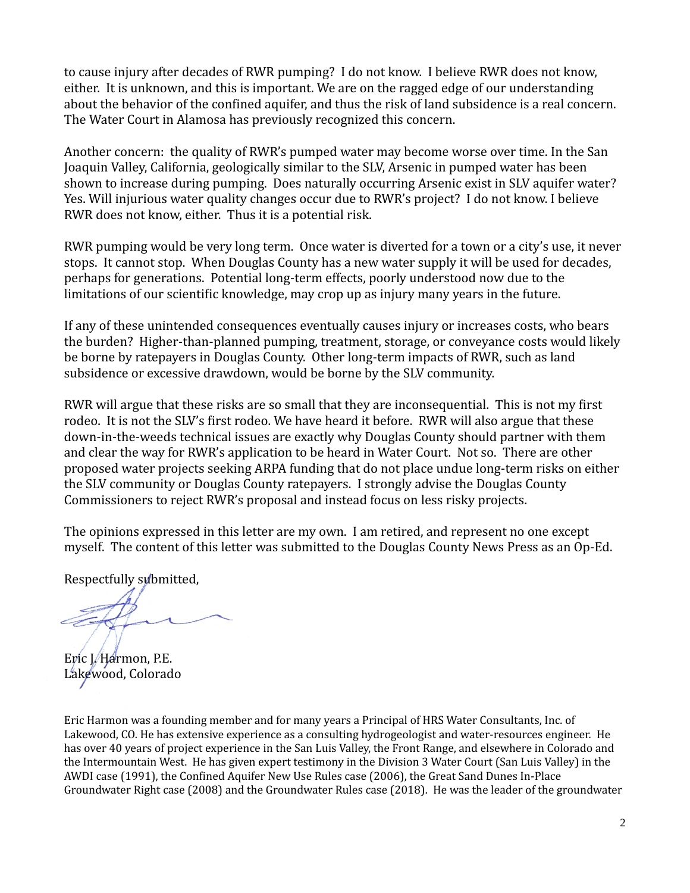to cause injury after decades of RWR pumping? I do not know. I believe RWR does not know, either. It is unknown, and this is important. We are on the ragged edge of our understanding about the behavior of the confined aquifer, and thus the risk of land subsidence is a real concern. The Water Court in Alamosa has previously recognized this concern.

Another concern: the quality of RWR's pumped water may become worse over time. In the San Joaquin Valley, California, geologically similar to the SLV, Arsenic in pumped water has been shown to increase during pumping. Does naturally occurring Arsenic exist in SLV aquifer water? Yes. Will injurious water quality changes occur due to RWR's project? I do not know. I believe RWR does not know, either. Thus it is a potential risk.

RWR pumping would be very long term. Once water is diverted for a town or a city's use, it never stops. It cannot stop. When Douglas County has a new water supply it will be used for decades, perhaps for generations. Potential long-term effects, poorly understood now due to the limitations of our scientific knowledge, may crop up as injury many years in the future.

If any of these unintended consequences eventually causes injury or increases costs, who bears the burden? Higher-than-planned pumping, treatment, storage, or conveyance costs would likely be borne by ratepayers in Douglas County. Other long-term impacts of RWR, such as land subsidence or excessive drawdown, would be borne by the SLV community.

RWR will argue that these risks are so small that they are inconsequential. This is not my first rodeo. It is not the SLV's first rodeo. We have heard it before. RWR will also argue that these down-in-the-weeds technical issues are exactly why Douglas County should partner with them and clear the way for RWR's application to be heard in Water Court. Not so. There are other proposed water projects seeking ARPA funding that do not place undue long-term risks on either the SLV community or Douglas County ratepayers. I strongly advise the Douglas County Commissioners to reject RWR's proposal and instead focus on less risky projects.

The opinions expressed in this letter are my own. I am retired, and represent no one except myself. The content of this letter was submitted to the Douglas County News Press as an Op-Ed.

Respectfully submitted,

Eric J. Harmon, P.E.
Lakewood, Colorado

Eric Harmon was a founding member and for many years a Principal of HRS Water Consultants, Inc. of Lakewood, CO. He has extensive experience as a consulting hydrogeologist and water-resources engineer. He has over 40 years of project experience in the San Luis Valley, the Front Range, and elsewhere in Colorado and the Intermountain West. He has given expert testimony in the Division 3 Water Court (San Luis Valley) in the AWDI case (1991), the Confined Aquifer New Use Rules case (2006), the Great Sand Dunes In-Place Groundwater Right case (2008) and the Groundwater Rules case (2018). He was the leader of the groundwater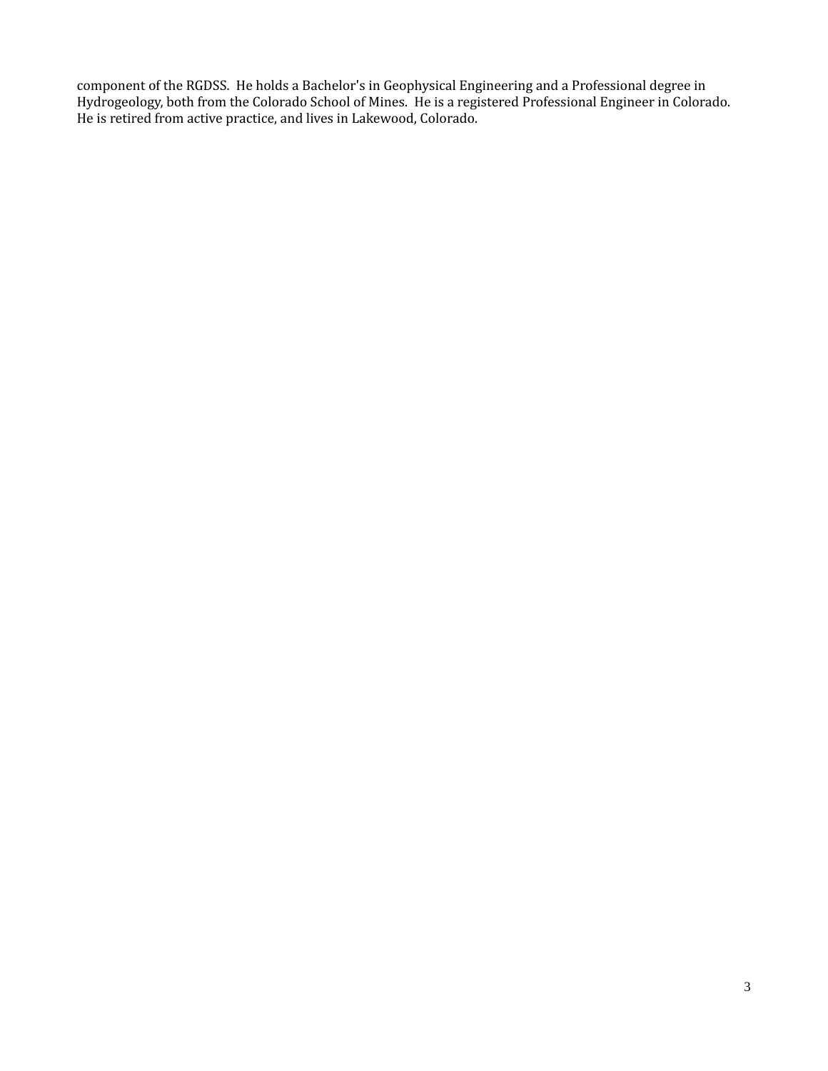component of the RGDSS. He holds a Bachelor's in Geophysical Engineering and a Professional degree in Hydrogeology, both from the Colorado School of Mines. He is a registered Professional Engineer in Colorado. He is retired from active practice, and lives in Lakewood, Colorado.